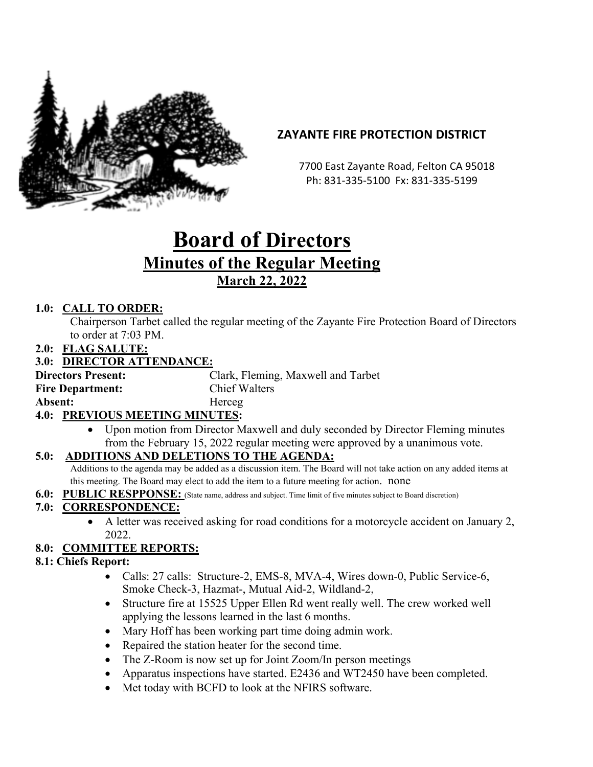**ZAYANTE FIRE PROTECTION DISTRICT**

7700 East Zayante Road, Felton CA 95018
Ph: 831-335-5100 Fx: 831-335-5199

# Board of Directors

## Minutes of the Regular Meeting

### March 22, 2022

**1.0: CALL TO ORDER:**

Chairperson Tarbet called the regular meeting of the Zayante Fire Protection Board of Directors to order at 7:03 PM.

**2.0: FLAG SALUTE:**

**3.0: DIRECTOR ATTENDANCE:**

**Directors Present:** Clark, Fleming, Maxwell and Tarbet
**Fire Department:** Chief Walters
**Absent:** Herceg

**4.0: PREVIOUS MEETING MINUTES:**

- Upon motion from Director Maxwell and duly seconded by Director Fleming minutes from the February 15, 2022 regular meeting were approved by a unanimous vote.

**5.0: ADDITIONS AND DELETIONS TO THE AGENDA:**

Additions to the agenda may be added as a discussion item. The Board will not take action on any added items at this meeting. The Board may elect to add the item to a future meeting for action. none

**6.0: PUBLIC RESPPONSE:** (State name, address and subject. Time limit of five minutes subject to Board discretion)

**7.0: CORRESPONDENCE:**

- A letter was received asking for road conditions for a motorcycle accident on January 2, 2022.

**8.0: COMMITTEE REPORTS:**

**8.1: Chiefs Report:**

- Calls: 27 calls: Structure-2, EMS-8, MVA-4, Wires down-0, Public Service-6, Smoke Check-3, Hazmat-, Mutual Aid-2, Wildland-2,
- Structure fire at 15525 Upper Ellen Rd went really well. The crew worked well applying the lessons learned in the last 6 months.
- Mary Hoff has been working part time doing admin work.
- Repaired the station heater for the second time.
- The Z-Room is now set up for Joint Zoom/In person meetings
- Apparatus inspections have started. E2436 and WT2450 have been completed.
- Met today with BCFD to look at the NFIRS software.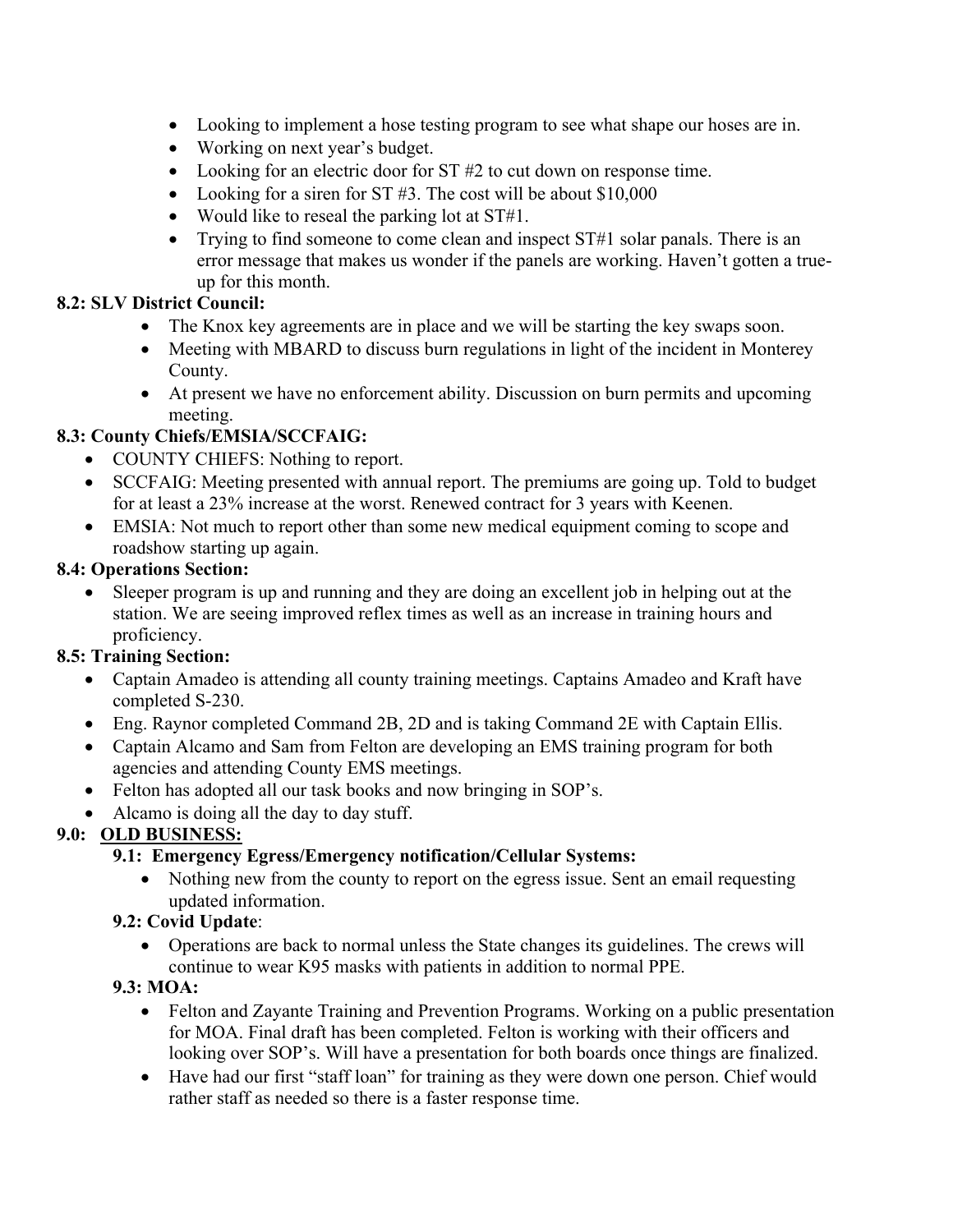- Looking to implement a hose testing program to see what shape our hoses are in.
- Working on next year's budget.
- Looking for an electric door for ST #2 to cut down on response time.
- Looking for a siren for ST #3. The cost will be about $10,000
- Would like to reseal the parking lot at ST#1.
- Trying to find someone to come clean and inspect ST#1 solar panals. There is an error message that makes us wonder if the panels are working. Haven't gotten a true-up for this month.

**8.2: SLV District Council:**

- The Knox key agreements are in place and we will be starting the key swaps soon.
- Meeting with MBARD to discuss burn regulations in light of the incident in Monterey County.
- At present we have no enforcement ability. Discussion on burn permits and upcoming meeting.

**8.3: County Chiefs/EMSIA/SCCFAIG:**

- COUNTY CHIEFS: Nothing to report.
- SCCFAIG: Meeting presented with annual report. The premiums are going up. Told to budget for at least a 23% increase at the worst. Renewed contract for 3 years with Keenen.
- EMSIA: Not much to report other than some new medical equipment coming to scope and roadshow starting up again.

**8.4: Operations Section:**

- Sleeper program is up and running and they are doing an excellent job in helping out at the station. We are seeing improved reflex times as well as an increase in training hours and proficiency.

**8.5: Training Section:**

- Captain Amadeo is attending all county training meetings. Captains Amadeo and Kraft have completed S-230.
- Eng. Raynor completed Command 2B, 2D and is taking Command 2E with Captain Ellis.
- Captain Alcamo and Sam from Felton are developing an EMS training program for both agencies and attending County EMS meetings.
- Felton has adopted all our task books and now bringing in SOP's.
- Alcamo is doing all the day to day stuff.

**9.0: <u>OLD BUSINESS:</u>**

**9.1: Emergency Egress/Emergency notification/Cellular Systems:**

- Nothing new from the county to report on the egress issue. Sent an email requesting updated information.

**9.2: Covid Update**:

- Operations are back to normal unless the State changes its guidelines. The crews will continue to wear K95 masks with patients in addition to normal PPE.

**9.3: MOA:**

- Felton and Zayante Training and Prevention Programs. Working on a public presentation for MOA. Final draft has been completed. Felton is working with their officers and looking over SOP's. Will have a presentation for both boards once things are finalized.
- Have had our first "staff loan" for training as they were down one person. Chief would rather staff as needed so there is a faster response time.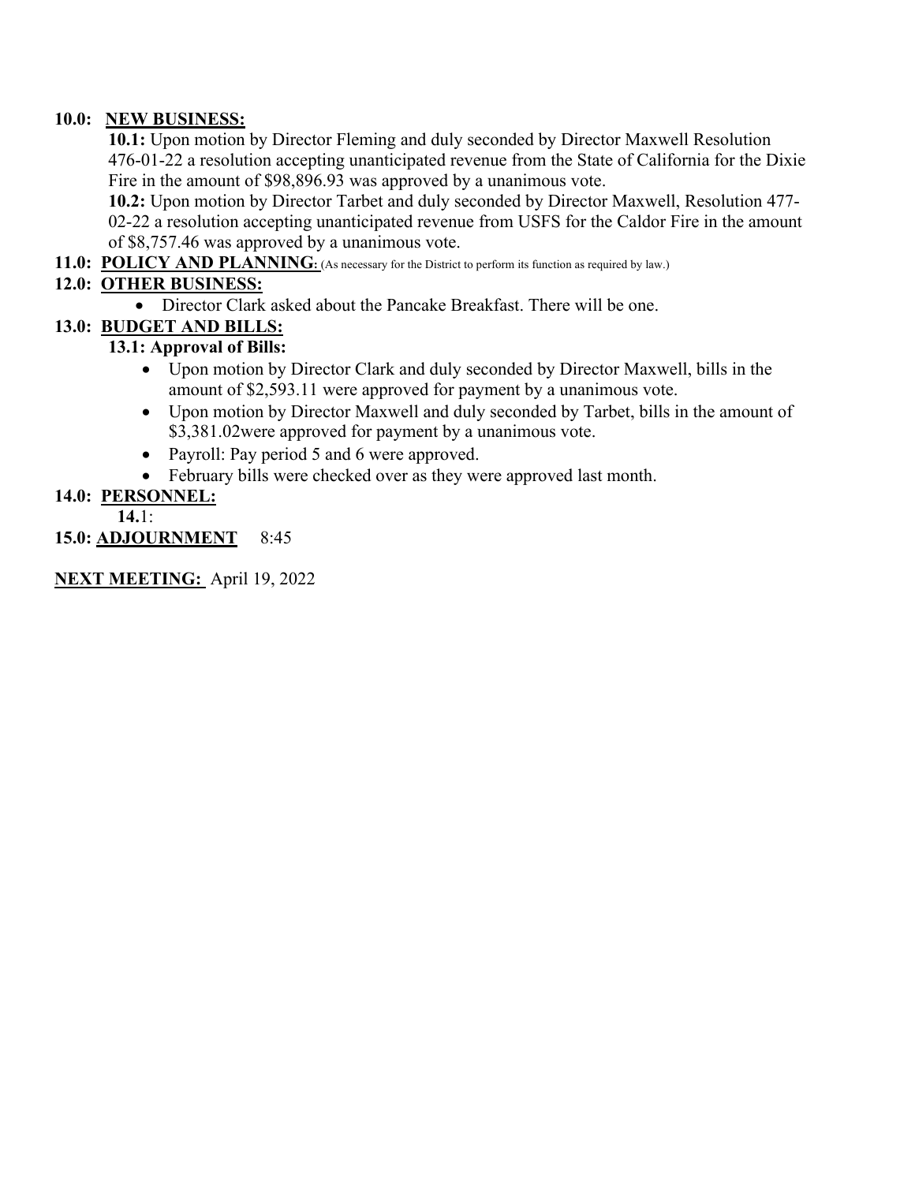**10.0: NEW BUSINESS:**

**10.1:** Upon motion by Director Fleming and duly seconded by Director Maxwell Resolution 476-01-22 a resolution accepting unanticipated revenue from the State of California for the Dixie Fire in the amount of $98,896.93 was approved by a unanimous vote.

**10.2:** Upon motion by Director Tarbet and duly seconded by Director Maxwell, Resolution 477-02-22 a resolution accepting unanticipated revenue from USFS for the Caldor Fire in the amount of $8,757.46 was approved by a unanimous vote.

**11.0: POLICY AND PLANNING:** (As necessary for the District to perform its function as required by law.)

**12.0: OTHER BUSINESS:**

- Director Clark asked about the Pancake Breakfast. There will be one.

**13.0: BUDGET AND BILLS:**

**13.1: Approval of Bills:**

- Upon motion by Director Clark and duly seconded by Director Maxwell, bills in the amount of $2,593.11 were approved for payment by a unanimous vote.
- Upon motion by Director Maxwell and duly seconded by Tarbet, bills in the amount of $3,381.02were approved for payment by a unanimous vote.
- Payroll: Pay period 5 and 6 were approved.
- February bills were checked over as they were approved last month.

**14.0: PERSONNEL:**

**14.**1:

**15.0: ADJOURNMENT** 8:45

**NEXT MEETING:** April 19, 2022